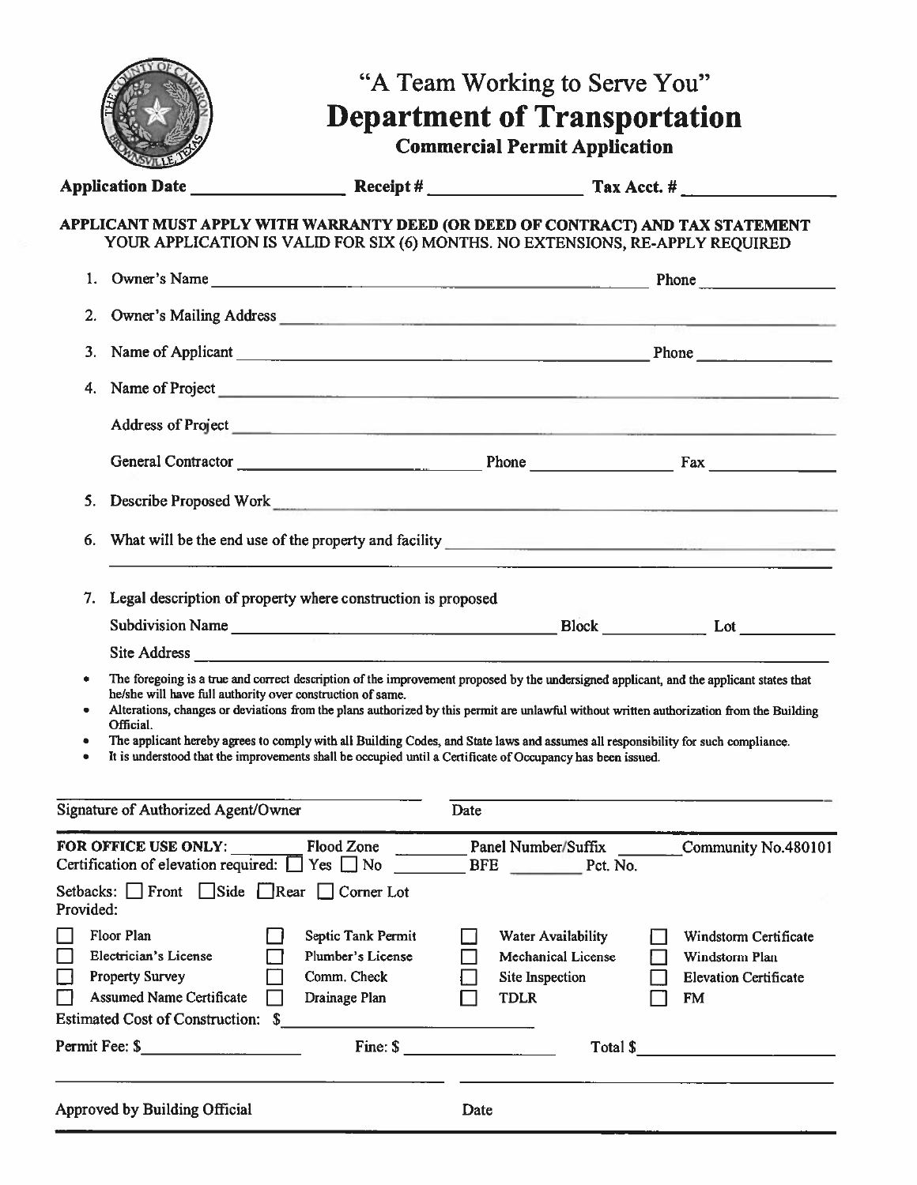# "A Team Working to Serve You"

# Department of Transportation

## Commercial Permit Application

**Application Date** ________________ **Receipt #** ________________ **Tax Acct. #** ________________

**APPLICANT MUST APPLY WITH WARRANTY DEED (OR DEED OF CONTRACT) AND TAX STATEMENT**
YOUR APPLICATION IS VALID FOR SIX (6) MONTHS. NO EXTENSIONS, RE-APPLY REQUIRED

1. Owner's Name ______________________________ Phone ______________
2. Owner's Mailing Address ______________________________
3. Name of Applicant ______________________________ Phone ______________
4. Name of Project ______________________________

   Address of Project ______________________________

   General Contractor ______________________ Phone ______________ Fax ______________
5. Describe Proposed Work ______________________________
6. What will be the end use of the property and facility ______________________________
7. Legal description of property where construction is proposed

   Subdivision Name ______________________________ Block __________ Lot __________

   Site Address ______________________________

- The foregoing is a true and correct description of the improvement proposed by the undersigned applicant, and the applicant states that he/she will have full authority over construction of same.
- Alterations, changes or deviations from the plans authorized by this permit are unlawful without written authorization from the Building Official.
- The applicant hereby agrees to comply with all Building Codes, and State laws and assumes all responsibility for such compliance.
- It is understood that the improvements shall be occupied until a Certificate of Occupancy has been issued.

______________________________ ______________________________
Signature of Authorized Agent/Owner Date

---

**FOR OFFICE USE ONLY:** ________ Flood Zone ________ Panel Number/Suffix ________ Community No.480101
Certification of elevation required: ☐ Yes ☐ No ________ BFE ________ Pct. No.

Setbacks: ☐ Front ☐ Side ☐ Rear ☐ Corner Lot
Provided:

| | | | |
|---|---|---|---|
| ☐ Floor Plan | ☐ Septic Tank Permit | ☐ Water Availability | ☐ Windstorm Certificate |
| ☐ Electrician's License | ☐ Plumber's License | ☐ Mechanical License | ☐ Windstorm Plan |
| ☐ Property Survey | ☐ Comm. Check | ☐ Site Inspection | ☐ Elevation Certificate |
| ☐ Assumed Name Certificate | ☐ Drainage Plan | ☐ TDLR | ☐ FM |

Estimated Cost of Construction: $ ______________________

Permit Fee: $ ______________ Fine: $ ______________ Total $ ______________

______________________________ ______________________________
Approved by Building Official Date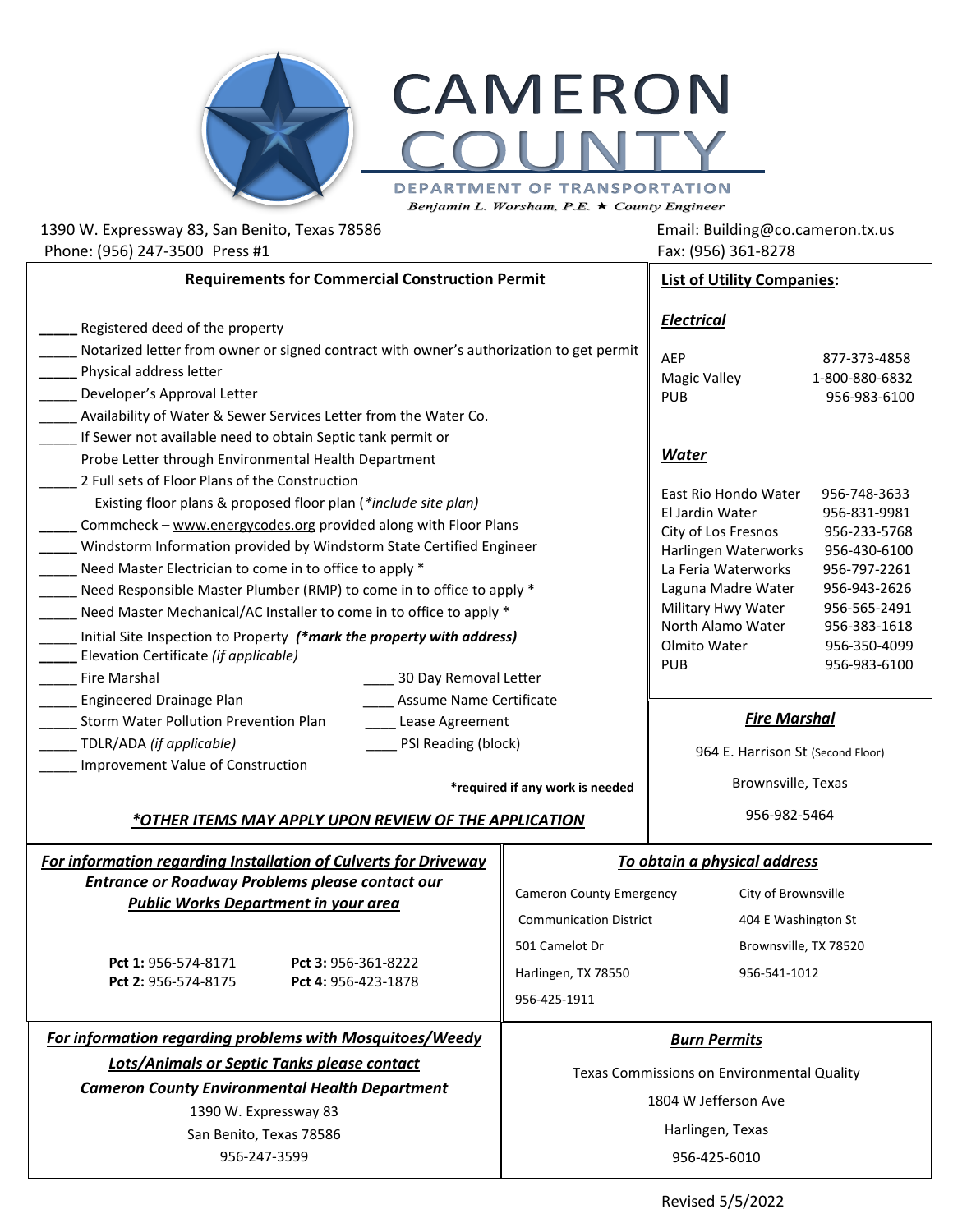# CAMERON COUNTY

**DEPARTMENT OF TRANSPORTATION**

*Benjamin L. Worsham, P.E. ★ County Engineer*

1390 W. Expressway 83, San Benito, Texas 78586
Phone: (956) 247-3500 Press #1

Email: Building@co.cameron.tx.us
Fax: (956) 361-8278

## Requirements for Commercial Construction Permit

_____ Registered deed of the property
_____ Notarized letter from owner or signed contract with owner's authorization to get permit
_____ Physical address letter
_____ Developer's Approval Letter
_____ Availability of Water & Sewer Services Letter from the Water Co.
_____ If Sewer not available need to obtain Septic tank permit or Probe Letter through Environmental Health Department
_____ 2 Full sets of Floor Plans of the Construction
  Existing floor plans & proposed floor plan (*\*include site plan)*
_____ Commcheck – www.energycodes.org provided along with Floor Plans
_____ Windstorm Information provided by Windstorm State Certified Engineer
_____ Need Master Electrician to come in to office to apply *
_____ Need Responsible Master Plumber (RMP) to come in to office to apply *
_____ Need Master Mechanical/AC Installer to come in to office to apply *
_____ Initial Site Inspection to Property ***(\*mark the property with address)***
_____ Elevation Certificate *(if applicable)*
_____ Fire Marshal
_____ Engineered Drainage Plan
_____ Storm Water Pollution Prevention Plan
_____ TDLR/ADA *(if applicable)*
_____ Improvement Value of Construction
____ 30 Day Removal Letter
____ Assume Name Certificate
____ Lease Agreement
____ PSI Reading (block)

**\*required if any work is needed**

***\*OTHER ITEMS MAY APPLY UPON REVIEW OF THE APPLICATION***

## List of Utility Companies:

### *Electrical*

| Company | Phone |
|---|---|
| AEP | 877-373-4858 |
| Magic Valley | 1-800-880-6832 |
| PUB | 956-983-6100 |

### *Water*

| Company | Phone |
|---|---|
| East Rio Hondo Water | 956-748-3633 |
| El Jardin Water | 956-831-9981 |
| City of Los Fresnos | 956-233-5768 |
| Harlingen Waterworks | 956-430-6100 |
| La Feria Waterworks | 956-797-2261 |
| Laguna Madre Water | 956-943-2626 |
| Military Hwy Water | 956-565-2491 |
| North Alamo Water | 956-383-1618 |
| Olmito Water | 956-350-4099 |
| PUB | 956-983-6100 |

### *Fire Marshal*

964 E. Harrison St (Second Floor)
Brownsville, Texas
956-982-5464

### *For information regarding Installation of Culverts for Driveway Entrance or Roadway Problems please contact our Public Works Department in your area*

**Pct 1:** 956-574-8171
**Pct 2:** 956-574-8175
**Pct 3:** 956-361-8222
**Pct 4:** 956-423-1878

### *To obtain a physical address*

Cameron County Emergency Communication District
501 Camelot Dr
Harlingen, TX 78550
956-425-1911

City of Brownsville
404 E Washington St
Brownsville, TX 78520
956-541-1012

### *For information regarding problems with Mosquitoes/Weedy Lots/Animals or Septic Tanks please contact Cameron County Environmental Health Department*

1390 W. Expressway 83
San Benito, Texas 78586
956-247-3599

### *Burn Permits*

Texas Commissions on Environmental Quality
1804 W Jefferson Ave
Harlingen, Texas
956-425-6010

Revised 5/5/2022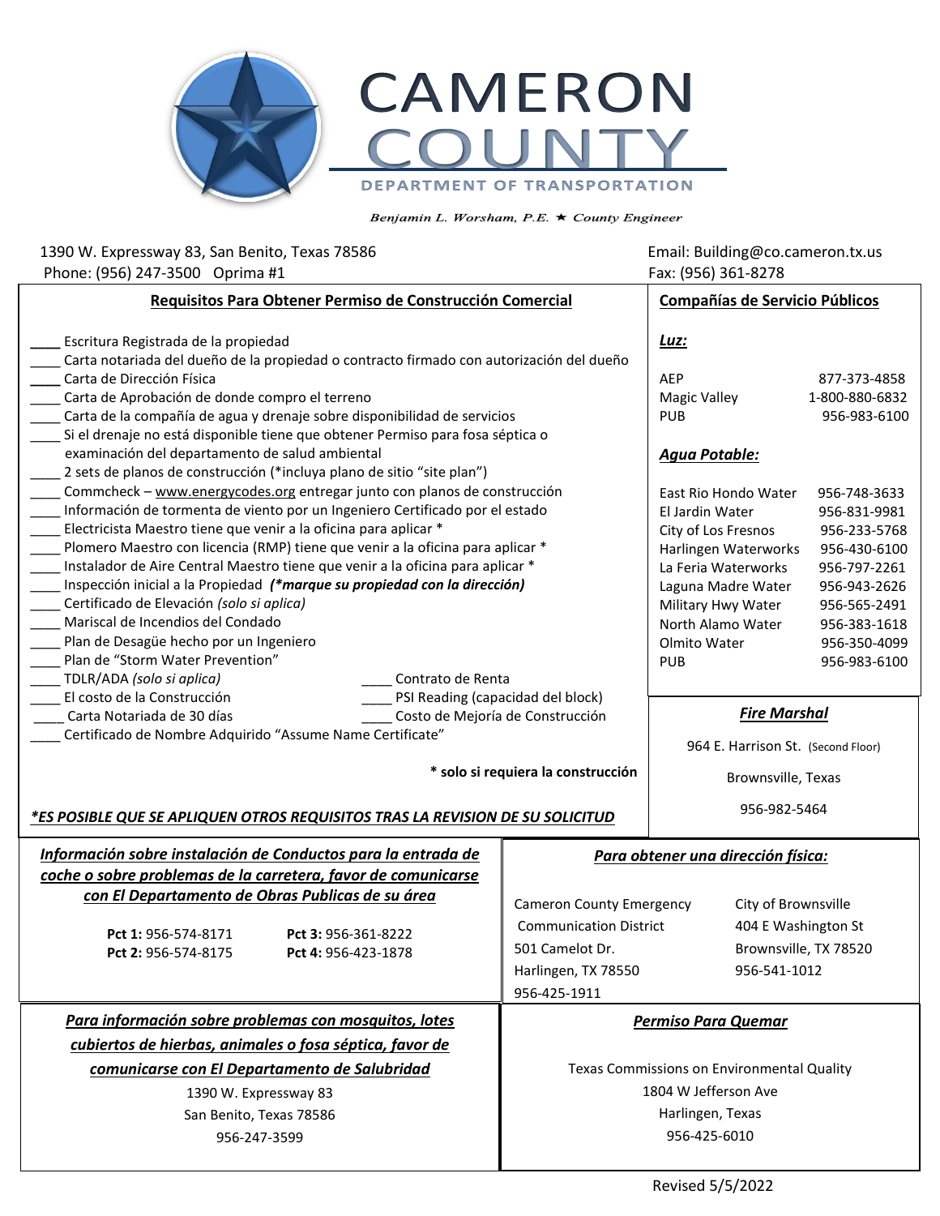# CAMERON COUNTY

DEPARTMENT OF TRANSPORTATION

*Benjamin L. Worsham, P.E. ★ County Engineer*

1390 W. Expressway 83, San Benito, Texas 78586
Phone: (956) 247-3500 Oprima #1

Email: Building@co.cameron.tx.us
Fax: (956) 361-8278

## Requisitos Para Obtener Permiso de Construcción Comercial

____ Escritura Registrada de la propiedad
____ Carta notariada del dueño de la propiedad o contracto firmado con autorización del dueño
____ Carta de Dirección Física
____ Carta de Aprobación de donde compro el terreno
____ Carta de la compañía de agua y drenaje sobre disponibilidad de servicios
____ Si el drenaje no está disponible tiene que obtener Permiso para fosa séptica o examinación del departamento de salud ambiental
____ 2 sets de planos de construcción (*incluya plano de sitio "site plan")
____ Commcheck – www.energycodes.org entregar junto con planos de construcción
____ Información de tormenta de viento por un Ingeniero Certificado por el estado
____ Electricista Maestro tiene que venir a la oficina para aplicar *
____ Plomero Maestro con licencia (RMP) tiene que venir a la oficina para aplicar *
____ Instalador de Aire Central Maestro tiene que venir a la oficina para aplicar *
____ Inspección inicial a la Propiedad ***(*marque su propiedad con la dirección)***
____ Certificado de Elevación *(solo si aplica)*
____ Mariscal de Incendios del Condado
____ Plan de Desagüe hecho por un Ingeniero
____ Plan de "Storm Water Prevention"
____ TDLR/ADA *(solo si aplica)*
____ El costo de la Construcción
____ Carta Notariada de 30 días
____ Certificado de Nombre Adquirido "Assume Name Certificate"
____ Contrato de Renta
____ PSI Reading (capacidad del block)
____ Costo de Mejoría de Construcción

**\* solo si requiera la construcción**

***\*ES POSIBLE QUE SE APLIQUEN OTROS REQUISITOS TRAS LA REVISION DE SU SOLICITUD***

## Compañías de Servicio Públicos

***Luz:***

| | |
|---|---|
| AEP | 877-373-4858 |
| Magic Valley | 1-800-880-6832 |
| PUB | 956-983-6100 |

***Agua Potable:***

| | |
|---|---|
| East Rio Hondo Water | 956-748-3633 |
| El Jardin Water | 956-831-9981 |
| City of Los Fresnos | 956-233-5768 |
| Harlingen Waterworks | 956-430-6100 |
| La Feria Waterworks | 956-797-2261 |
| Laguna Madre Water | 956-943-2626 |
| Military Hwy Water | 956-565-2491 |
| North Alamo Water | 956-383-1618 |
| Olmito Water | 956-350-4099 |
| PUB | 956-983-6100 |

### *Fire Marshal*

964 E. Harrison St. (Second Floor)
Brownsville, Texas
956-982-5464

### *Información sobre instalación de Conductos para la entrada de coche o sobre problemas de la carretera, favor de comunicarse con El Departamento de Obras Publicas de su área*

**Pct 1:** 956-574-8171
**Pct 2:** 956-574-8175
**Pct 3:** 956-361-8222
**Pct 4:** 956-423-1878

### *Para obtener una dirección física:*

Cameron County Emergency Communication District
501 Camelot Dr.
Harlingen, TX 78550
956-425-1911

City of Brownsville
404 E Washington St
Brownsville, TX 78520
956-541-1012

### *Para información sobre problemas con mosquitos, lotes cubiertos de hierbas, animales o fosa séptica, favor de comunicarse con El Departamento de Salubridad*

1390 W. Expressway 83
San Benito, Texas 78586
956-247-3599

### *Permiso Para Quemar*

Texas Commissions on Environmental Quality
1804 W Jefferson Ave
Harlingen, Texas
956-425-6010

Revised 5/5/2022